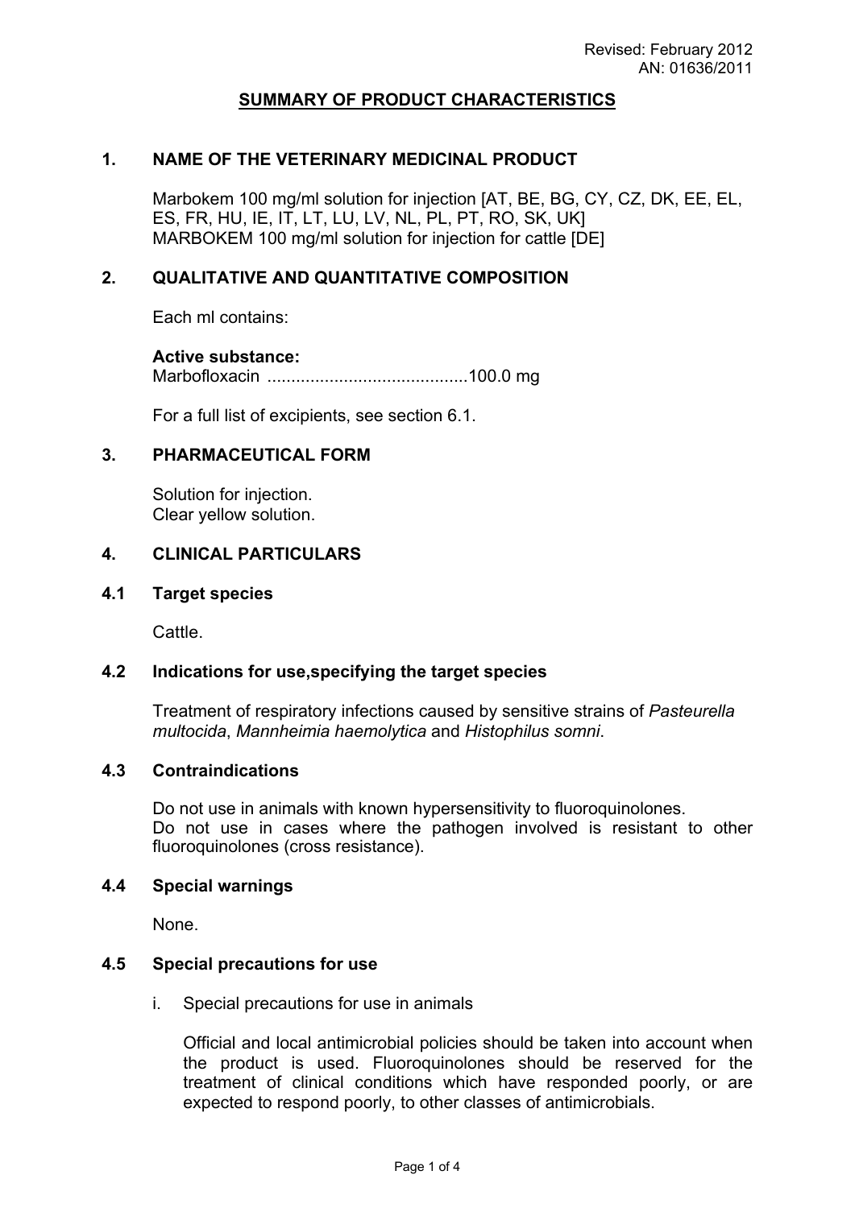Revised: February 2012
AN: 01636/2011

# SUMMARY OF PRODUCT CHARACTERISTICS

## 1. NAME OF THE VETERINARY MEDICINAL PRODUCT

Marbokem 100 mg/ml solution for injection [AT, BE, BG, CY, CZ, DK, EE, EL, ES, FR, HU, IE, IT, LT, LU, LV, NL, PL, PT, RO, SK, UK]
MARBOKEM 100 mg/ml solution for injection for cattle [DE]

## 2. QUALITATIVE AND QUANTITATIVE COMPOSITION

Each ml contains:

**Active substance:**
Marbofloxacin ..........................................100.0 mg

For a full list of excipients, see section 6.1.

## 3. PHARMACEUTICAL FORM

Solution for injection.
Clear yellow solution.

## 4. CLINICAL PARTICULARS

### 4.1 Target species

Cattle.

### 4.2 Indications for use,specifying the target species

Treatment of respiratory infections caused by sensitive strains of *Pasteurella multocida*, *Mannheimia haemolytica* and *Histophilus somni*.

### 4.3 Contraindications

Do not use in animals with known hypersensitivity to fluoroquinolones.
Do not use in cases where the pathogen involved is resistant to other fluoroquinolones (cross resistance).

### 4.4 Special warnings

None.

### 4.5 Special precautions for use

i. Special precautions for use in animals

Official and local antimicrobial policies should be taken into account when the product is used. Fluoroquinolones should be reserved for the treatment of clinical conditions which have responded poorly, or are expected to respond poorly, to other classes of antimicrobials.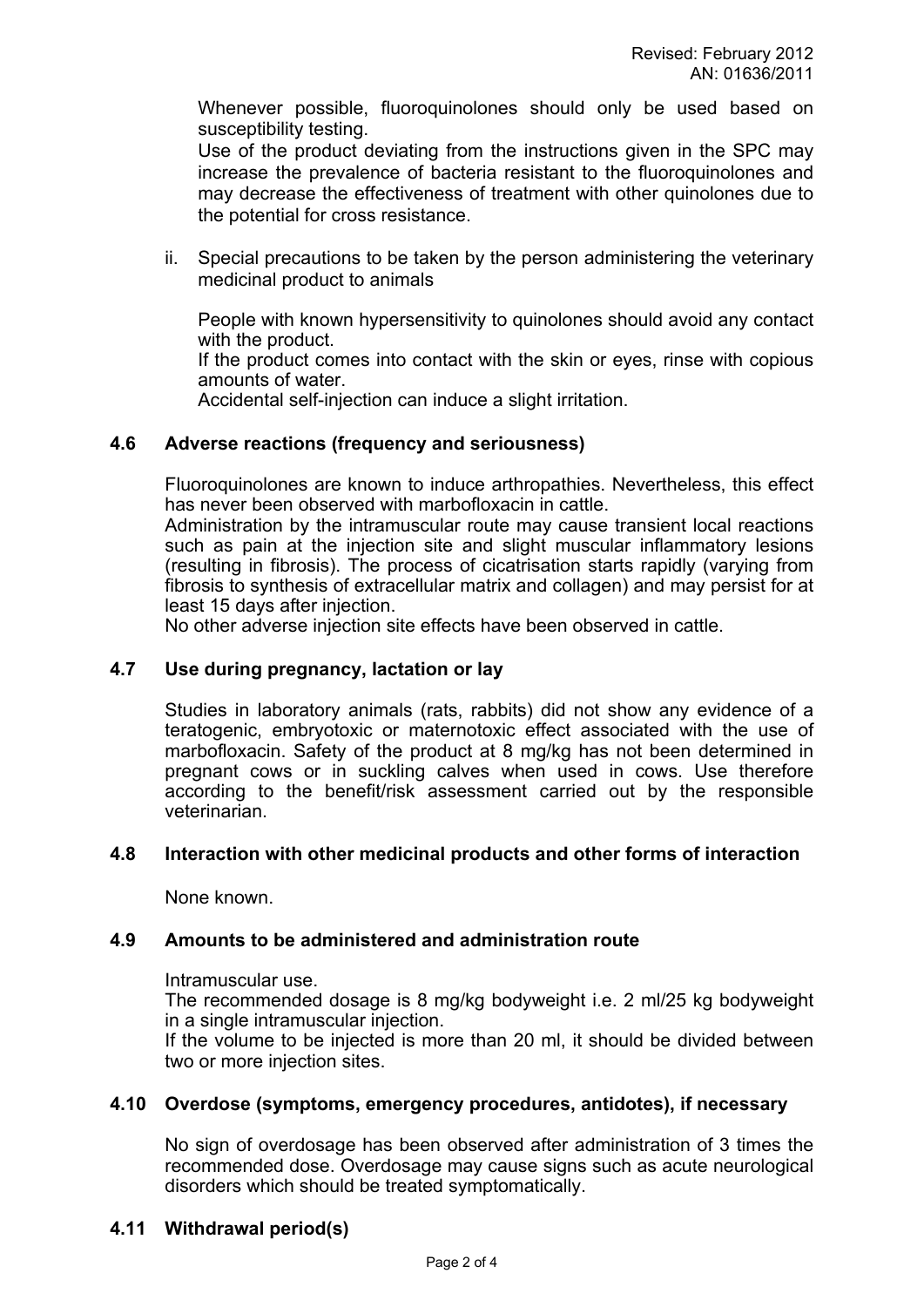Whenever possible, fluoroquinolones should only be used based on susceptibility testing.
Use of the product deviating from the instructions given in the SPC may increase the prevalence of bacteria resistant to the fluoroquinolones and may decrease the effectiveness of treatment with other quinolones due to the potential for cross resistance.

ii. Special precautions to be taken by the person administering the veterinary medicinal product to animals

People with known hypersensitivity to quinolones should avoid any contact with the product.
If the product comes into contact with the skin or eyes, rinse with copious amounts of water.
Accidental self-injection can induce a slight irritation.

## 4.6 Adverse reactions (frequency and seriousness)

Fluoroquinolones are known to induce arthropathies. Nevertheless, this effect has never been observed with marbofloxacin in cattle.
Administration by the intramuscular route may cause transient local reactions such as pain at the injection site and slight muscular inflammatory lesions (resulting in fibrosis). The process of cicatrisation starts rapidly (varying from fibrosis to synthesis of extracellular matrix and collagen) and may persist for at least 15 days after injection.
No other adverse injection site effects have been observed in cattle.

## 4.7 Use during pregnancy, lactation or lay

Studies in laboratory animals (rats, rabbits) did not show any evidence of a teratogenic, embryotoxic or maternotoxic effect associated with the use of marbofloxacin. Safety of the product at 8 mg/kg has not been determined in pregnant cows or in suckling calves when used in cows. Use therefore according to the benefit/risk assessment carried out by the responsible veterinarian.

## 4.8 Interaction with other medicinal products and other forms of interaction

None known.

## 4.9 Amounts to be administered and administration route

Intramuscular use.
The recommended dosage is 8 mg/kg bodyweight i.e. 2 ml/25 kg bodyweight in a single intramuscular injection.
If the volume to be injected is more than 20 ml, it should be divided between two or more injection sites.

## 4.10 Overdose (symptoms, emergency procedures, antidotes), if necessary

No sign of overdosage has been observed after administration of 3 times the recommended dose. Overdosage may cause signs such as acute neurological disorders which should be treated symptomatically.

## 4.11 Withdrawal period(s)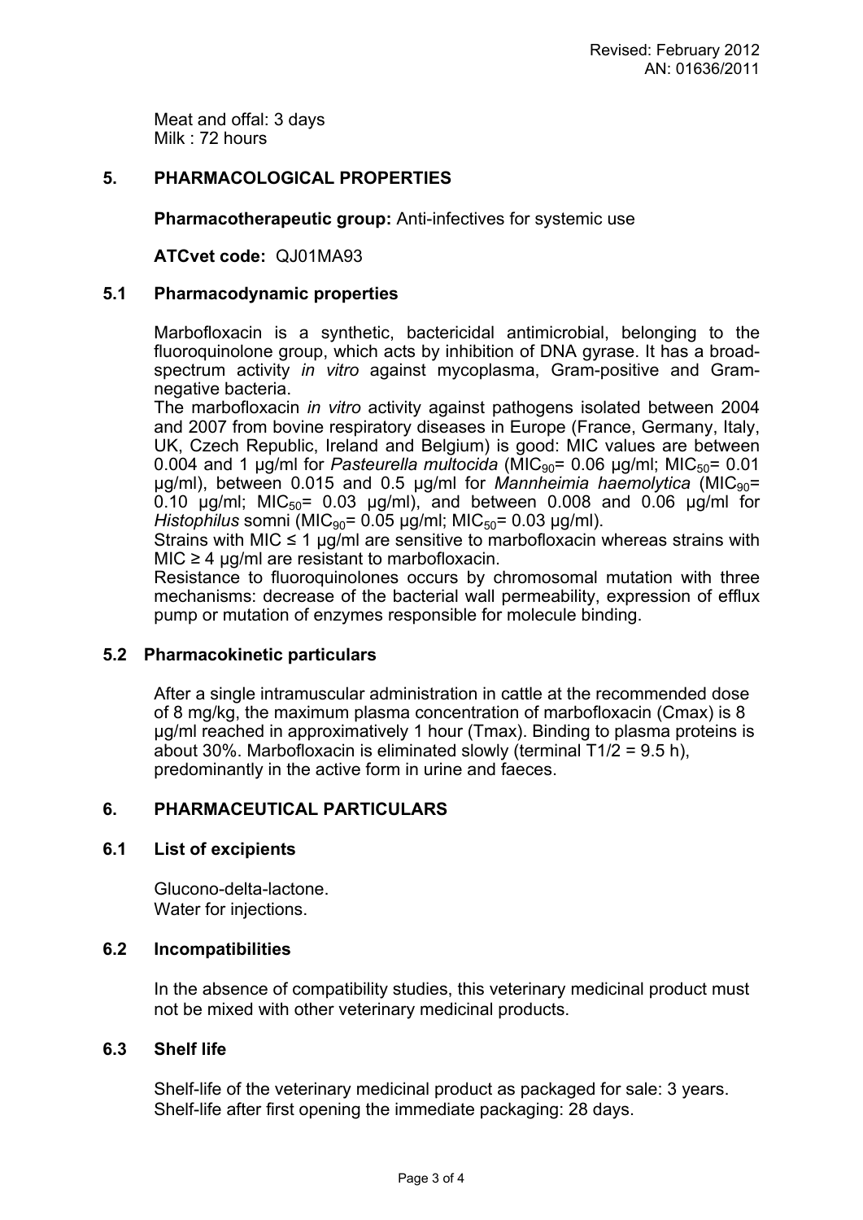Meat and offal: 3 days
Milk : 72 hours

## 5. PHARMACOLOGICAL PROPERTIES

**Pharmacotherapeutic group:** Anti-infectives for systemic use

**ATCvet code:** QJ01MA93

### 5.1 Pharmacodynamic properties

Marbofloxacin is a synthetic, bactericidal antimicrobial, belonging to the fluoroquinolone group, which acts by inhibition of DNA gyrase. It has a broad-spectrum activity *in vitro* against mycoplasma, Gram-positive and Gram-negative bacteria.

The marbofloxacin *in vitro* activity against pathogens isolated between 2004 and 2007 from bovine respiratory diseases in Europe (France, Germany, Italy, UK, Czech Republic, Ireland and Belgium) is good: MIC values are between 0.004 and 1 µg/ml for *Pasteurella multocida* ($MIC_{90}$= 0.06 µg/ml; $MIC_{50}$= 0.01 µg/ml), between 0.015 and 0.5 µg/ml for *Mannheimia haemolytica* ($MIC_{90}$= 0.10 µg/ml; $MIC_{50}$= 0.03 µg/ml), and between 0.008 and 0.06 µg/ml for *Histophilus* somni ($MIC_{90}$= 0.05 µg/ml; $MIC_{50}$= 0.03 µg/ml).

Strains with MIC ≤ 1 µg/ml are sensitive to marbofloxacin whereas strains with MIC ≥ 4 µg/ml are resistant to marbofloxacin.

Resistance to fluoroquinolones occurs by chromosomal mutation with three mechanisms: decrease of the bacterial wall permeability, expression of efflux pump or mutation of enzymes responsible for molecule binding.

### 5.2 Pharmacokinetic particulars

After a single intramuscular administration in cattle at the recommended dose of 8 mg/kg, the maximum plasma concentration of marbofloxacin (Cmax) is 8 µg/ml reached in approximatively 1 hour (Tmax). Binding to plasma proteins is about 30%. Marbofloxacin is eliminated slowly (terminal T1/2 = 9.5 h), predominantly in the active form in urine and faeces.

## 6. PHARMACEUTICAL PARTICULARS

### 6.1 List of excipients

Glucono-delta-lactone.
Water for injections.

### 6.2 Incompatibilities

In the absence of compatibility studies, this veterinary medicinal product must not be mixed with other veterinary medicinal products.

### 6.3 Shelf life

Shelf-life of the veterinary medicinal product as packaged for sale: 3 years.
Shelf-life after first opening the immediate packaging: 28 days.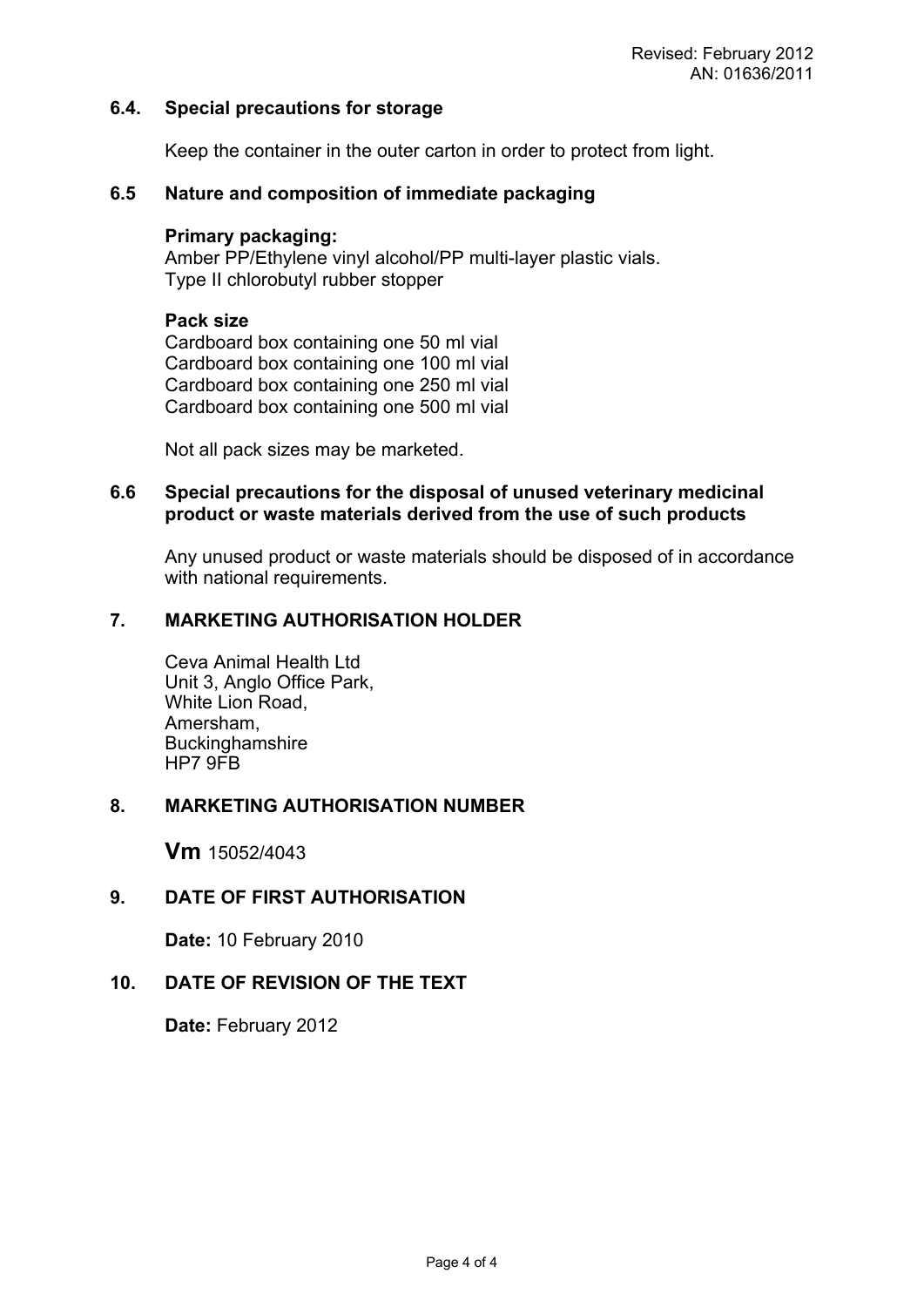### 6.4. Special precautions for storage

Keep the container in the outer carton in order to protect from light.

### 6.5 Nature and composition of immediate packaging

**Primary packaging:**
Amber PP/Ethylene vinyl alcohol/PP multi-layer plastic vials.
Type II chlorobutyl rubber stopper

**Pack size**
Cardboard box containing one 50 ml vial
Cardboard box containing one 100 ml vial
Cardboard box containing one 250 ml vial
Cardboard box containing one 500 ml vial

Not all pack sizes may be marketed.

### 6.6 Special precautions for the disposal of unused veterinary medicinal product or waste materials derived from the use of such products

Any unused product or waste materials should be disposed of in accordance with national requirements.

## 7. MARKETING AUTHORISATION HOLDER

Ceva Animal Health Ltd
Unit 3, Anglo Office Park,
White Lion Road,
Amersham,
Buckinghamshire
HP7 9FB

## 8. MARKETING AUTHORISATION NUMBER

**Vm** 15052/4043

## 9. DATE OF FIRST AUTHORISATION

**Date:** 10 February 2010

## 10. DATE OF REVISION OF THE TEXT

**Date:** February 2012